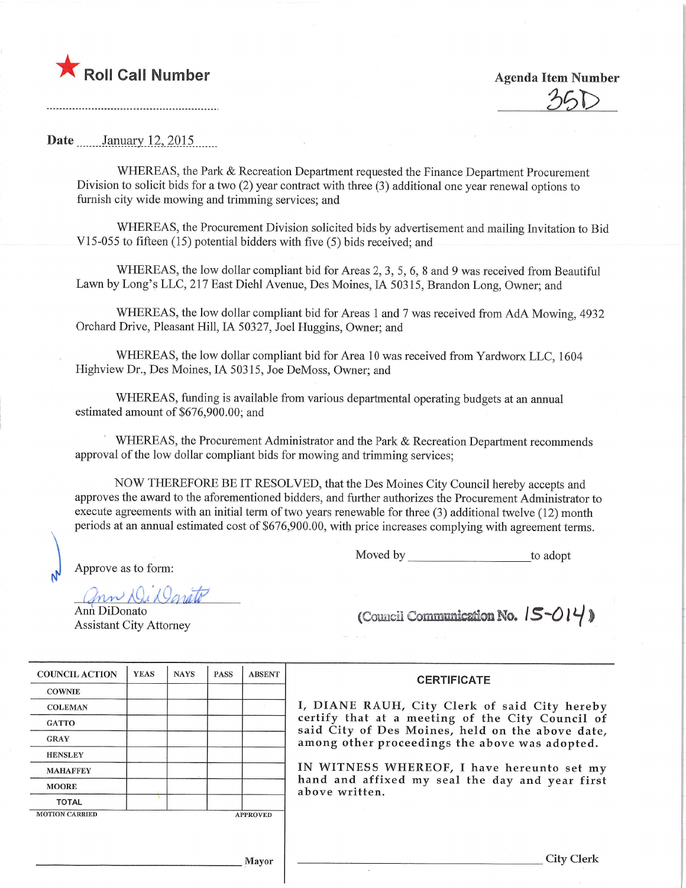★ Roll Call Number

Agenda Item Number

35D

Date January 12, 2015

WHEREAS, the Park & Recreation Department requested the Finance Department Procurement Division to solicit bids for a two (2) year contract with three (3) additional one year renewal options to furnish city wide mowing and trimming services; and

WHEREAS, the Procurement Division solicited bids by advertisement and mailing Invitation to Bid V15-055 to fifteen (15) potential bidders with five (5) bids received; and

WHEREAS, the low dollar compliant bid for Areas 2, 3, 5, 6, 8 and 9 was received from Beautiful Lawn by Long's LLC, 217 East Diehl Avenue, Des Moines, IA 50315, Brandon Long, Owner; and

WHEREAS, the low dollar compliant bid for Areas 1 and 7 was received from AdA Mowing, 4932 Orchard Drive, Pleasant Hill, IA 50327, Joel Huggins, Owner; and

WHEREAS, the low dollar compliant bid for Area 10 was received from Yardworx LLC, 1604 Highview Dr., Des Moines, IA 50315, Joe DeMoss, Owner; and

WHEREAS, funding is available from various departmental operating budgets at an annual estimated amount of $676,900.00; and

WHEREAS, the Procurement Administrator and the Park & Recreation Department recommends approval of the low dollar compliant bids for mowing and trimming services;

NOW THEREFORE BE IT RESOLVED, that the Des Moines City Council hereby accepts and approves the award to the aforementioned bidders, and further authorizes the Procurement Administrator to execute agreements with an initial term of two years renewable for three (3) additional twelve (12) month periods at an annual estimated cost of $676,900.00, with price increases complying with agreement terms.

Moved by ____________________ to adopt

Approve as to form:

Ann DiDonato
Assistant City Attorney

(Council Communication No. 15-014)

| COUNCIL ACTION | YEAS | NAYS | PASS | ABSENT |
|---|---|---|---|---|
| COWNIE | | | | |
| COLEMAN | | | | |
| GATTO | | | | |
| GRAY | | | | |
| HENSLEY | | | | |
| MAHAFFEY | | | | |
| MOORE | | | | |
| TOTAL | | | | |

MOTION CARRIED APPROVED

______________________________ Mayor

**CERTIFICATE**

I, DIANE RAUH, City Clerk of said City hereby certify that at a meeting of the City Council of said City of Des Moines, held on the above date, among other proceedings the above was adopted.

IN WITNESS WHEREOF, I have hereunto set my hand and affixed my seal the day and year first above written.

______________________________ City Clerk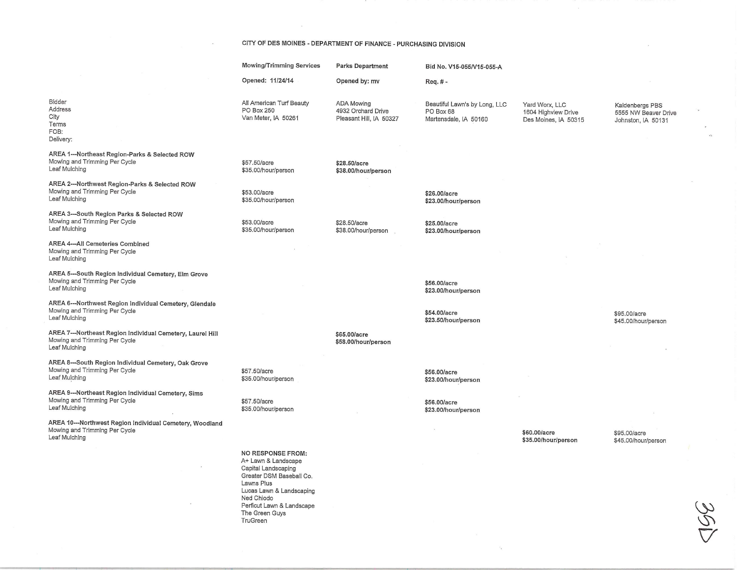CITY OF DES MOINES - DEPARTMENT OF FINANCE - PURCHASING DIVISION

| | | | | | |
|---|---|---|---|---|---|
| | **Mowing/Trimming Services** | **Parks Department** | **Bid No. V15-055/V15-055-A** | | |
| | **Opened: 11/24/14** | **Opened by: mv** | **Req. # -** | | |
| Bidder<br>Address<br>City<br>Terms<br>FOB:<br>Delivery: | All American Turf Beauty<br>PO Box 250<br>Van Meter, IA 50261 | ADA Mowing<br>4932 Orchard Drive<br>Pleasant Hill, IA 50327 | Beautiful Lawn's by Long, LLC<br>PO Box 68<br>Martensdale, IA 50160 | Yard Worx, LLC<br>1604 Highview Drive<br>Des Moines, IA 50315 | Kaldenbergs PBS<br>5555 NW Beaver Drive<br>Johnston, IA 50131 |
| **AREA 1---Northeast Region-Parks & Selected ROW**<br>Mowing and Trimming Per Cycle<br>Leaf Mulching | $57.50/acre<br>$35.00/hour/person | **$28.50/acre**<br>**$38.00/hour/person** | | | |
| **AREA 2---Northwest Region-Parks & Selected ROW**<br>Mowing and Trimming Per Cycle<br>Leaf Mulching | $53.00/acre<br>$35.00/hour/person | | **$26.00/acre**<br>**$23.00/hour/person** | | |
| **AREA 3---South Region Parks & Selected ROW**<br>Mowing and Trimming Per Cycle<br>Leaf Mulching | $53.00/acre<br>$35.00/hour/person | $28.50/acre<br>$38.00/hour/person | **$25.00/acre**<br>**$23.00/hour/person** | | |
| **AREA 4---All Cemeteries Combined**<br>Mowing and Trimming Per Cycle<br>Leaf Mulching | | | | | |
| **AREA 5---South Region Individual Cemetery, Elm Grove**<br>Mowing and Trimming Per Cycle<br>Leaf Mulching | | | **$56.00/acre**<br>**$23.00/hour/person** | | |
| **AREA 6---Northwest Region Individual Cemetery, Glendale**<br>Mowing and Trimming Per Cycle<br>Leaf Mulching | | | **$54.00/acre**<br>**$23.50/hour/person** | | $95.00/acre<br>$45.00/hour/person |
| **AREA 7---Northeast Region Individual Cemetery, Laurel Hill**<br>Mowing and Trimming Per Cycle<br>Leaf Mulching | | **$65.00/acre**<br>**$58.00/hour/person** | | | |
| **AREA 8---South Region Individual Cemetery, Oak Grove**<br>Mowing and Trimming Per Cycle<br>Leaf Mulching | $57.50/acre<br>$35.00/hour/person | | **$56.00/acre**<br>**$23.00/hour/person** | | |
| **AREA 9---Northeast Region Individual Cemetery, Sims**<br>Mowing and Trimming Per Cycle<br>Leaf Mulching | $57.50/acre<br>$35.00/hour/person | | **$56.00/acre**<br>**$23.00/hour/person** | | |
| **AREA 10---Northwest Region Individual Cemetery, Woodland**<br>Mowing and Trimming Per Cycle<br>Leaf Mulching | | | | **$60.00/acre**<br>**$35.00/hour/person** | $95.00/acre<br>$45.00/hour/person |

**NO RESPONSE FROM:**
A+ Lawn & Landscape
Capital Landscaping
Greater DSM Baseball Co.
Lawns Plus
Lucas Lawn & Landscaping
Ned Chiodo
Perficut Lawn & Landscape
The Green Guys
TruGreen

35D